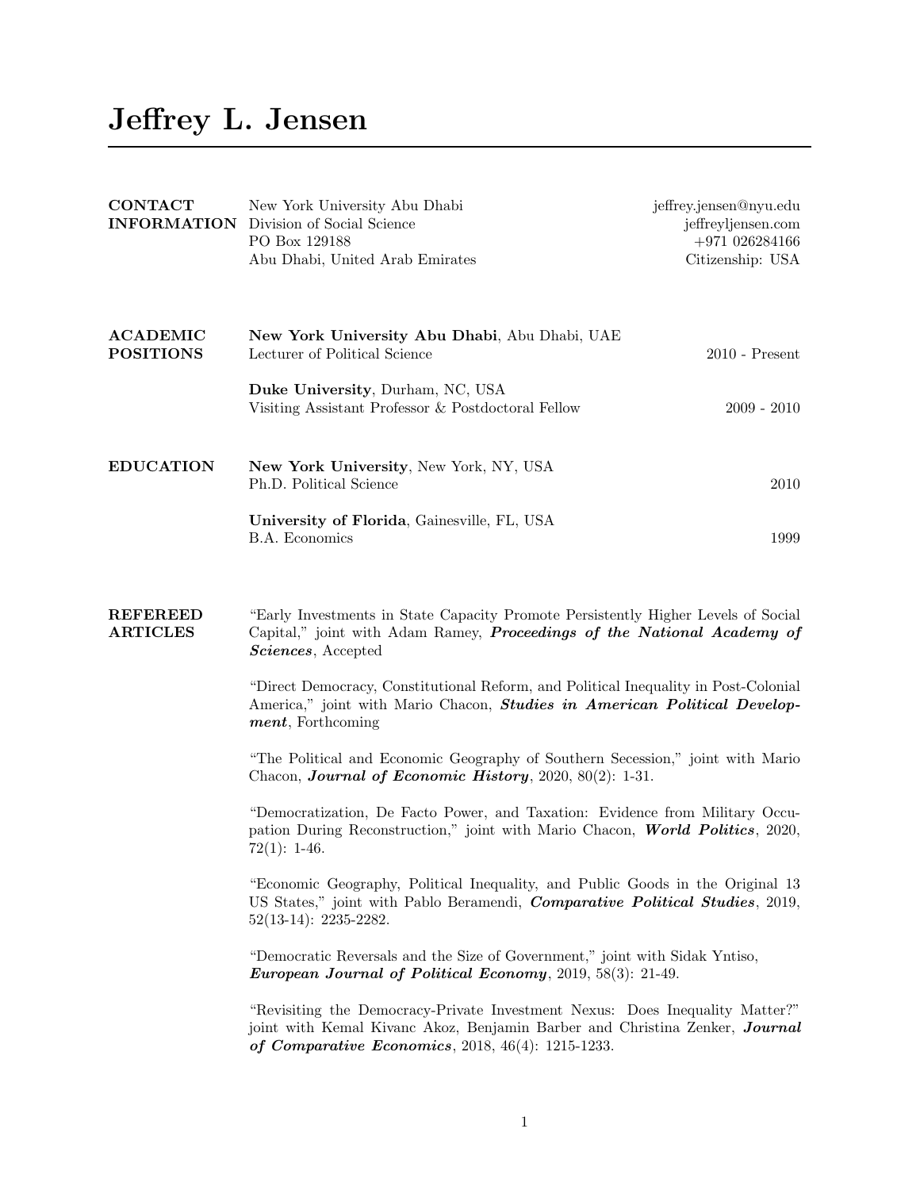# Jeffrey L. Jensen

## CONTACT INFORMATION

New York University Abu Dhabi
Division of Social Science
PO Box 129188
Abu Dhabi, United Arab Emirates

jeffrey.jensen@nyu.edu
jeffreyljensen.com
+971 026284166
Citizenship: USA

## ACADEMIC POSITIONS

**New York University Abu Dhabi**, Abu Dhabi, UAE
Lecturer of Political Science — 2010 - Present

**Duke University**, Durham, NC, USA
Visiting Assistant Professor & Postdoctoral Fellow — 2009 - 2010

## EDUCATION

**New York University**, New York, NY, USA
Ph.D. Political Science — 2010

**University of Florida**, Gainesville, FL, USA
B.A. Economics — 1999

## REFEREED ARTICLES

"Early Investments in State Capacity Promote Persistently Higher Levels of Social Capital," joint with Adam Ramey, ***Proceedings of the National Academy of Sciences***, Accepted

"Direct Democracy, Constitutional Reform, and Political Inequality in Post-Colonial America," joint with Mario Chacon, ***Studies in American Political Development***, Forthcoming

"The Political and Economic Geography of Southern Secession," joint with Mario Chacon, ***Journal of Economic History***, 2020, 80(2): 1-31.

"Democratization, De Facto Power, and Taxation: Evidence from Military Occupation During Reconstruction," joint with Mario Chacon, ***World Politics***, 2020, 72(1): 1-46.

"Economic Geography, Political Inequality, and Public Goods in the Original 13 US States," joint with Pablo Beramendi, ***Comparative Political Studies***, 2019, 52(13-14): 2235-2282.

"Democratic Reversals and the Size of Government," joint with Sidak Yntiso, ***European Journal of Political Economy***, 2019, 58(3): 21-49.

"Revisiting the Democracy-Private Investment Nexus: Does Inequality Matter?" joint with Kemal Kivanc Akoz, Benjamin Barber and Christina Zenker, ***Journal of Comparative Economics***, 2018, 46(4): 1215-1233.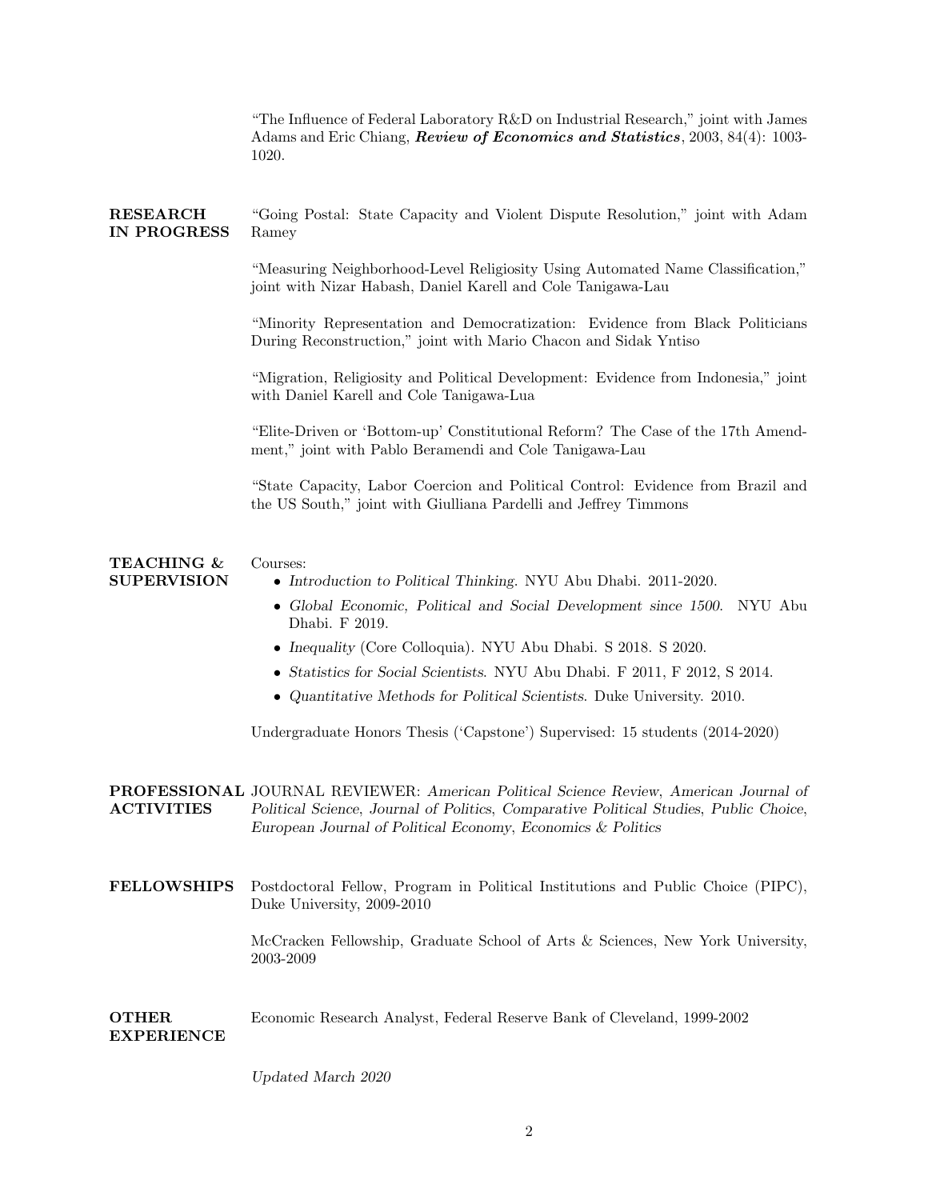"The Influence of Federal Laboratory R&D on Industrial Research," joint with James Adams and Eric Chiang, ***Review of Economics and Statistics***, 2003, 84(4): 1003-1020.

## RESEARCH IN PROGRESS

"Going Postal: State Capacity and Violent Dispute Resolution," joint with Adam Ramey

"Measuring Neighborhood-Level Religiosity Using Automated Name Classification," joint with Nizar Habash, Daniel Karell and Cole Tanigawa-Lau

"Minority Representation and Democratization: Evidence from Black Politicians During Reconstruction," joint with Mario Chacon and Sidak Yntiso

"Migration, Religiosity and Political Development: Evidence from Indonesia," joint with Daniel Karell and Cole Tanigawa-Lua

"Elite-Driven or 'Bottom-up' Constitutional Reform? The Case of the 17th Amendment," joint with Pablo Beramendi and Cole Tanigawa-Lau

"State Capacity, Labor Coercion and Political Control: Evidence from Brazil and the US South," joint with Giulliana Pardelli and Jeffrey Timmons

## TEACHING & SUPERVISION

Courses:

- *Introduction to Political Thinking*. NYU Abu Dhabi. 2011-2020.
- *Global Economic, Political and Social Development since 1500*. NYU Abu Dhabi. F 2019.
- *Inequality* (Core Colloquia). NYU Abu Dhabi. S 2018. S 2020.
- *Statistics for Social Scientists*. NYU Abu Dhabi. F 2011, F 2012, S 2014.
- *Quantitative Methods for Political Scientists*. Duke University. 2010.

Undergraduate Honors Thesis ('Capstone') Supervised: 15 students (2014-2020)

## PROFESSIONAL ACTIVITIES

JOURNAL REVIEWER: *American Political Science Review*, *American Journal of Political Science*, *Journal of Politics*, *Comparative Political Studies*, *Public Choice*, *European Journal of Political Economy*, *Economics & Politics*

## FELLOWSHIPS

Postdoctoral Fellow, Program in Political Institutions and Public Choice (PIPC), Duke University, 2009-2010

McCracken Fellowship, Graduate School of Arts & Sciences, New York University, 2003-2009

## OTHER EXPERIENCE

Economic Research Analyst, Federal Reserve Bank of Cleveland, 1999-2002

*Updated March 2020*